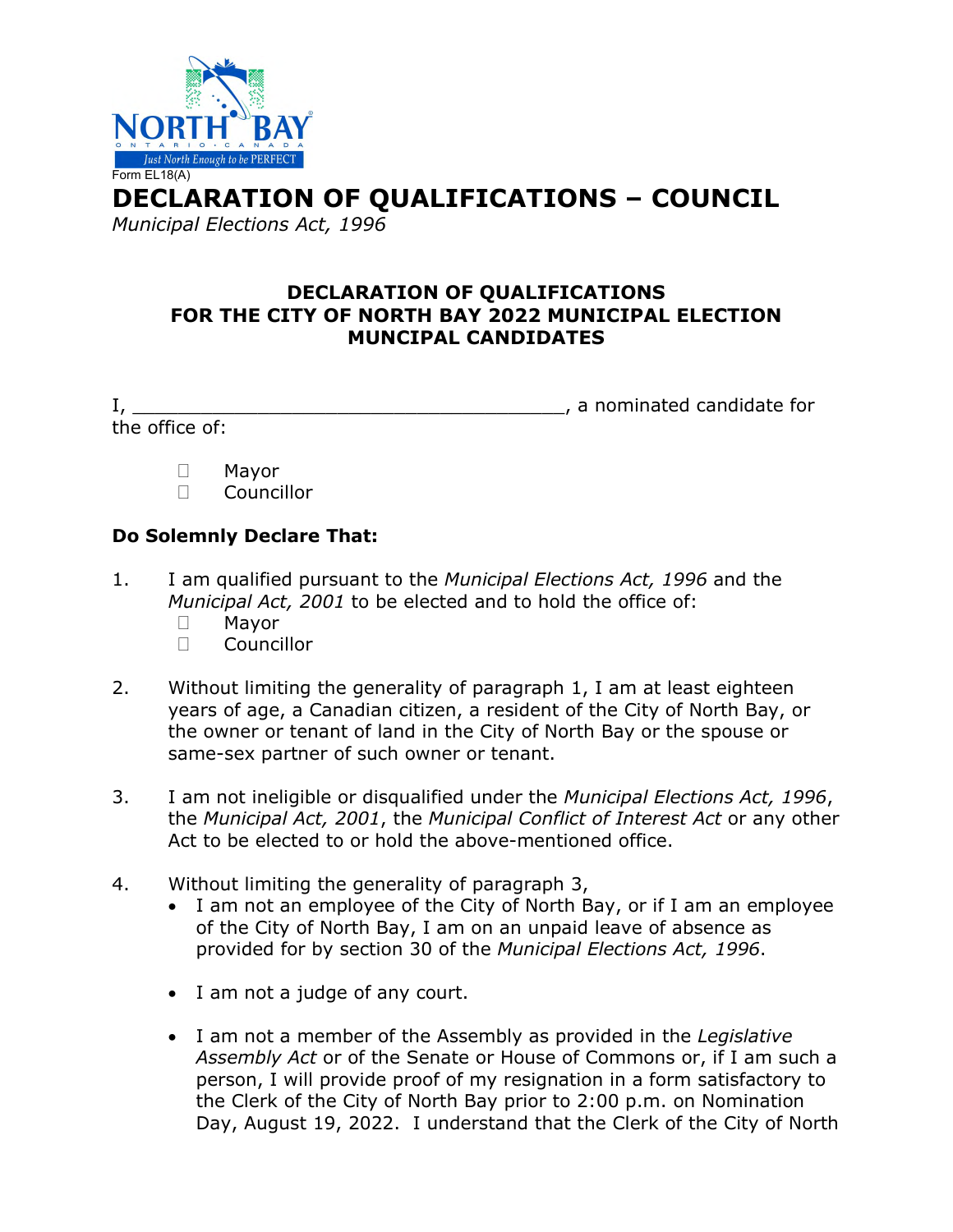Form EL18(A)

# DECLARATION OF QUALIFICATIONS – COUNCIL

*Municipal Elections Act, 1996*

## DECLARATION OF QUALIFICATIONS FOR THE CITY OF NORTH BAY 2022 MUNICIPAL ELECTION MUNCIPAL CANDIDATES

I, ______________________________________, a nominated candidate for the office of:

- ☐ Mayor
- ☐ Councillor

**Do Solemnly Declare That:**

1. I am qualified pursuant to the *Municipal Elections Act, 1996* and the *Municipal Act, 2001* to be elected and to hold the office of:
   - ☐ Mayor
   - ☐ Councillor

2. Without limiting the generality of paragraph 1, I am at least eighteen years of age, a Canadian citizen, a resident of the City of North Bay, or the owner or tenant of land in the City of North Bay or the spouse or same-sex partner of such owner or tenant.

3. I am not ineligible or disqualified under the *Municipal Elections Act, 1996*, the *Municipal Act, 2001*, the *Municipal Conflict of Interest Act* or any other Act to be elected to or hold the above-mentioned office.

4. Without limiting the generality of paragraph 3,
   - I am not an employee of the City of North Bay, or if I am an employee of the City of North Bay, I am on an unpaid leave of absence as provided for by section 30 of the *Municipal Elections Act, 1996*.
   - I am not a judge of any court.
   - I am not a member of the Assembly as provided in the *Legislative Assembly Act* or of the Senate or House of Commons or, if I am such a person, I will provide proof of my resignation in a form satisfactory to the Clerk of the City of North Bay prior to 2:00 p.m. on Nomination Day, August 19, 2022. I understand that the Clerk of the City of North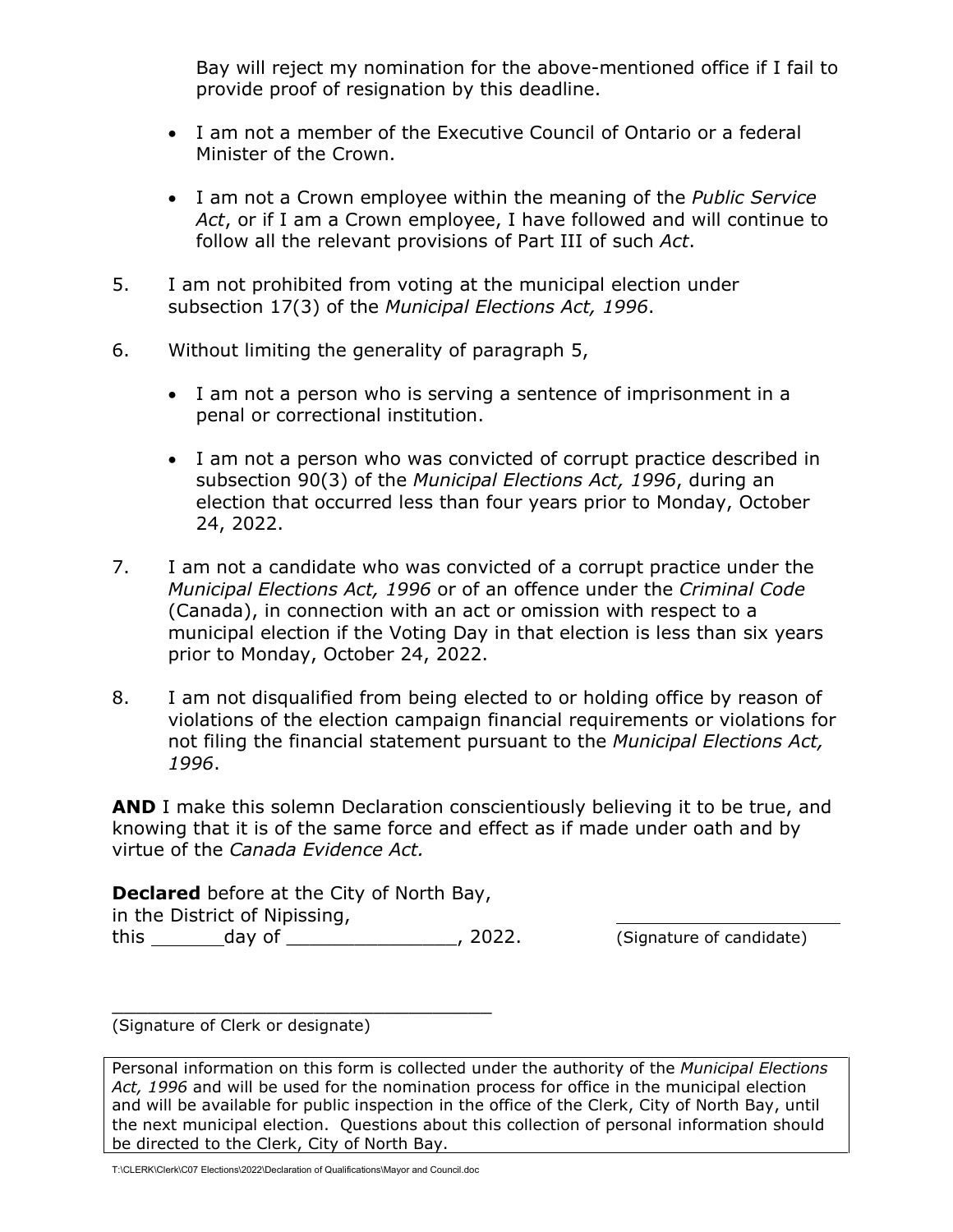Bay will reject my nomination for the above-mentioned office if I fail to provide proof of resignation by this deadline.

- I am not a member of the Executive Council of Ontario or a federal Minister of the Crown.
- I am not a Crown employee within the meaning of the *Public Service Act*, or if I am a Crown employee, I have followed and will continue to follow all the relevant provisions of Part III of such *Act*.

5. I am not prohibited from voting at the municipal election under subsection 17(3) of the *Municipal Elections Act, 1996*.

6. Without limiting the generality of paragraph 5,

   - I am not a person who is serving a sentence of imprisonment in a penal or correctional institution.
   - I am not a person who was convicted of corrupt practice described in subsection 90(3) of the *Municipal Elections Act, 1996*, during an election that occurred less than four years prior to Monday, October 24, 2022.

7. I am not a candidate who was convicted of a corrupt practice under the *Municipal Elections Act, 1996* or of an offence under the *Criminal Code* (Canada), in connection with an act or omission with respect to a municipal election if the Voting Day in that election is less than six years prior to Monday, October 24, 2022.

8. I am not disqualified from being elected to or holding office by reason of violations of the election campaign financial requirements or violations for not filing the financial statement pursuant to the *Municipal Elections Act, 1996*.

**AND** I make this solemn Declaration conscientiously believing it to be true, and knowing that it is of the same force and effect as if made under oath and by virtue of the *Canada Evidence Act.*

**Declared** before at the City of North Bay,
in the District of Nipissing,
this ______day of ______________, 2022.

______________________
(Signature of candidate)

___________________________________
(Signature of Clerk or designate)

Personal information on this form is collected under the authority of the *Municipal Elections Act, 1996* and will be used for the nomination process for office in the municipal election and will be available for public inspection in the office of the Clerk, City of North Bay, until the next municipal election. Questions about this collection of personal information should be directed to the Clerk, City of North Bay.

T:\CLERK\Clerk\C07 Elections\2022\Declaration of Qualifications\Mayor and Council.doc